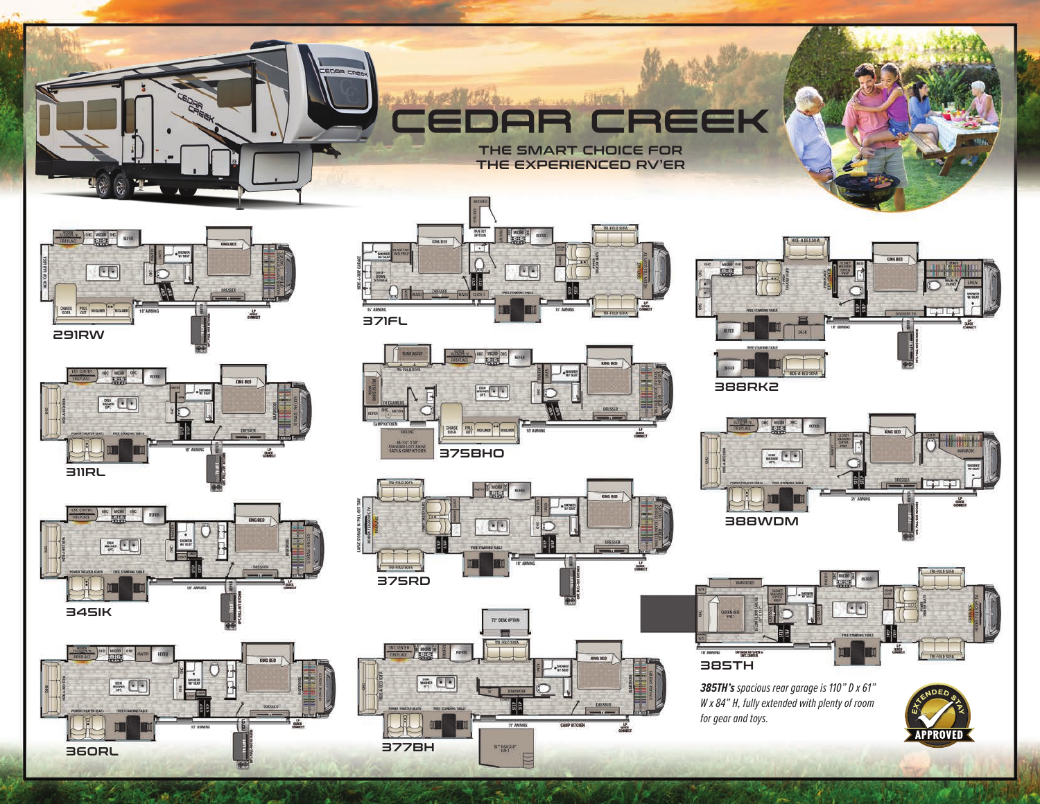# CEDAR CREEK

## THE SMART CHOICE FOR THE EXPERIENCED RV'ER

291RW

371FL

388RK2

311RL

375BHO

388WDM

345IK

375RD

385TH

***385TH's** spacious rear garage is 110" D x 61" W x 84" H, fully extended with plenty of room for gear and toys.*

360RL

377BH

EXTENDED STAY APPROVED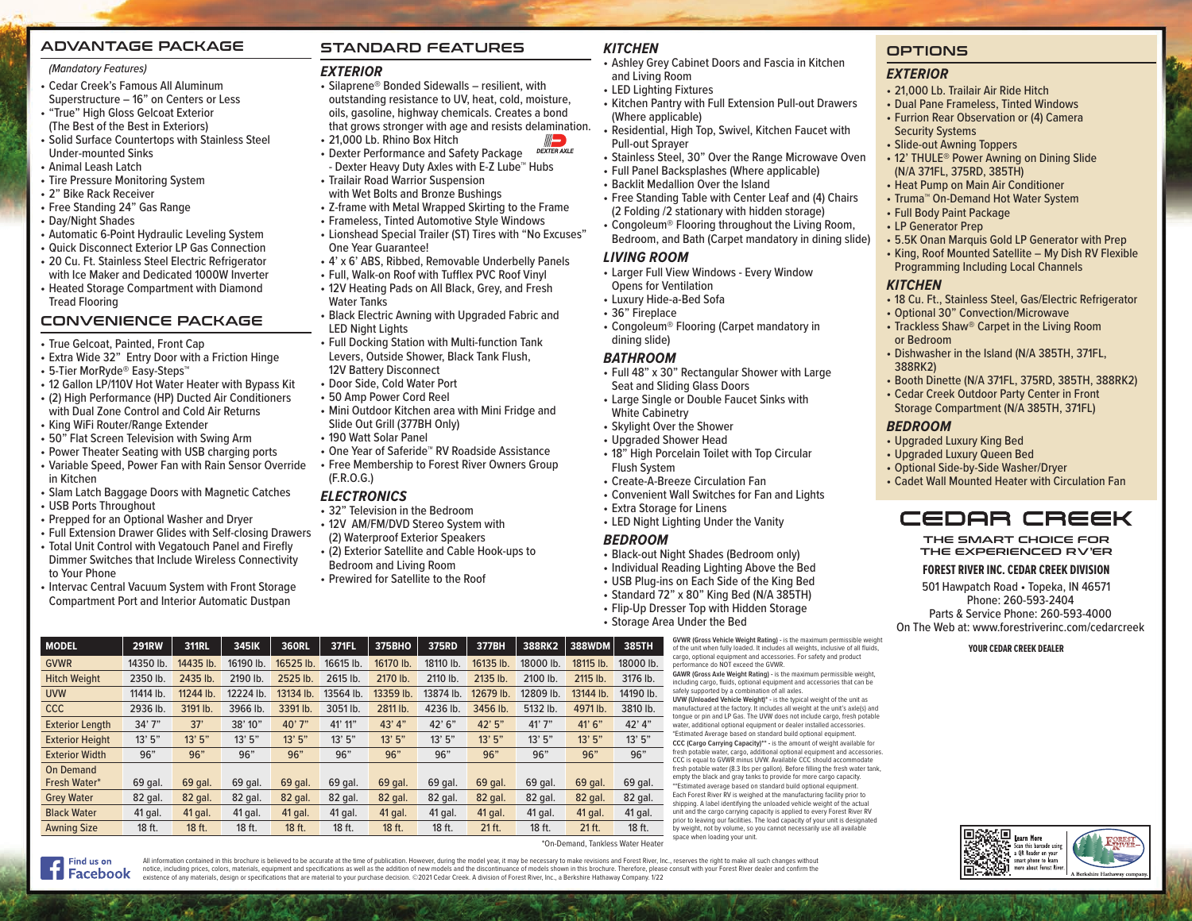## ADVANTAGE PACKAGE

*(Mandatory Features)*

- Cedar Creek's Famous All Aluminum Superstructure – 16" on Centers or Less
- "True" High Gloss Gelcoat Exterior (The Best of the Best in Exteriors)
- Solid Surface Countertops with Stainless Steel Under-mounted Sinks
- Animal Leash Latch
- Tire Pressure Monitoring System
- 2" Bike Rack Receiver
- Free Standing 24" Gas Range
- Day/Night Shades
- Automatic 6-Point Hydraulic Leveling System
- Quick Disconnect Exterior LP Gas Connection
- 20 Cu. Ft. Stainless Steel Electric Refrigerator with Ice Maker and Dedicated 1000W Inverter
- Heated Storage Compartment with Diamond Tread Flooring

## CONVENIENCE PACKAGE

- True Gelcoat, Painted, Front Cap
- Extra Wide 32" Entry Door with a Friction Hinge
- 5-Tier MorRyde® Easy-Steps™
- 12 Gallon LP/110V Hot Water Heater with Bypass Kit
- (2) High Performance (HP) Ducted Air Conditioners with Dual Zone Control and Cold Air Returns
- King WiFi Router/Range Extender
- 50" Flat Screen Television with Swing Arm
- Power Theater Seating with USB charging ports
- Variable Speed, Power Fan with Rain Sensor Override in Kitchen
- Slam Latch Baggage Doors with Magnetic Catches
- USB Ports Throughout
- Prepped for an Optional Washer and Dryer
- Full Extension Drawer Glides with Self-closing Drawers
- Total Unit Control with Vegatouch Panel and Firefly Dimmer Switches that Include Wireless Connectivity to Your Phone
- Intervac Central Vacuum System with Front Storage Compartment Port and Interior Automatic Dustpan

## STANDARD FEATURES

### EXTERIOR

- Silaprene® Bonded Sidewalls – resilient, with outstanding resistance to UV, heat, cold, moisture, oils, gasoline, highway chemicals. Creates a bond that grows stronger with age and resists delamination.
- 21,000 Lb. Rhino Box Hitch
- Dexter Performance and Safety Package - Dexter Heavy Duty Axles with E-Z Lube™ Hubs
- Trailair Road Warrior Suspension with Wet Bolts and Bronze Bushings
- Z-frame with Metal Wrapped Skirting to the Frame
- Frameless, Tinted Automotive Style Windows
- Lionshead Special Trailer (ST) Tires with "No Excuses" One Year Guarantee!
- 4' x 6' ABS, Ribbed, Removable Underbelly Panels
- Full, Walk-on Roof with Tufflex PVC Roof Vinyl
- 12V Heating Pads on All Black, Grey, and Fresh Water Tanks
- Black Electric Awning with Upgraded Fabric and LED Night Lights
- Full Docking Station with Multi-function Tank Levers, Outside Shower, Black Tank Flush, 12V Battery Disconnect
- Door Side, Cold Water Port
- 50 Amp Power Cord Reel
- Mini Outdoor Kitchen area with Mini Fridge and Slide Out Grill (377BH Only)
- 190 Watt Solar Panel
- One Year of Saferide™ RV Roadside Assistance
- Free Membership to Forest River Owners Group (F.R.O.G.)

### ELECTRONICS

- 32" Television in the Bedroom
- 12V AM/FM/DVD Stereo System with (2) Waterproof Exterior Speakers
- (2) Exterior Satellite and Cable Hook-ups to Bedroom and Living Room
- Prewired for Satellite to the Roof

### KITCHEN

- Ashley Grey Cabinet Doors and Fascia in Kitchen and Living Room
- LED Lighting Fixtures
- Kitchen Pantry with Full Extension Pull-out Drawers (Where applicable)
- Residential, High Top, Swivel, Kitchen Faucet with Pull-out Sprayer
- Stainless Steel, 30" Over the Range Microwave Oven
- Full Panel Backsplashes (Where applicable)
- Backlit Medallion Over the Island
- Free Standing Table with Center Leaf and (4) Chairs (2 Folding /2 stationary with hidden storage)
- Congoleum® Flooring throughout the Living Room, Bedroom, and Bath (Carpet mandatory in dining slide)

### LIVING ROOM

- Larger Full View Windows - Every Window Opens for Ventilation
- Luxury Hide-a-Bed Sofa
- 36" Fireplace
- Congoleum® Flooring (Carpet mandatory in dining slide)

### BATHROOM

- Full 48" x 30" Rectangular Shower with Large Seat and Sliding Glass Doors
- Large Single or Double Faucet Sinks with White Cabinetry
- Skylight Over the Shower
- Upgraded Shower Head
- 18" High Porcelain Toilet with Top Circular Flush System
- Create-A-Breeze Circulation Fan
- Convenient Wall Switches for Fan and Lights
- Extra Storage for Linens
- LED Night Lighting Under the Vanity

### BEDROOM

- Black-out Night Shades (Bedroom only)
- Individual Reading Lighting Above the Bed
- USB Plug-ins on Each Side of the King Bed
- Standard 72" x 80" King Bed (N/A 385TH)
- Flip-Up Dresser Top with Hidden Storage
- Storage Area Under the Bed

## OPTIONS

### EXTERIOR

- 21,000 Lb. Trailair Air Ride Hitch
- Dual Pane Frameless, Tinted Windows
- Furrion Rear Observation or (4) Camera Security Systems
- Slide-out Awning Toppers
- 12' THULE® Power Awning on Dining Slide (N/A 371FL, 375RD, 385TH)
- Heat Pump on Main Air Conditioner
- Truma™ On-Demand Hot Water System
- Full Body Paint Package
- LP Generator Prep
- 5.5K Onan Marquis Gold LP Generator with Prep
- King, Roof Mounted Satellite – My Dish RV Flexible Programming Including Local Channels

### KITCHEN

- 18 Cu. Ft., Stainless Steel, Gas/Electric Refrigerator
- Optional 30" Convection/Microwave
- Trackless Shaw® Carpet in the Living Room or Bedroom
- Dishwasher in the Island (N/A 385TH, 371FL, 388RK2)
- Booth Dinette (N/A 371FL, 375RD, 385TH, 388RK2)
- Cedar Creek Outdoor Party Center in Front Storage Compartment (N/A 385TH, 371FL)

### BEDROOM

- Upgraded Luxury King Bed
- Upgraded Luxury Queen Bed
- Optional Side-by-Side Washer/Dryer
- Cadet Wall Mounted Heater with Circulation Fan

# CEDAR CREEK

THE SMART CHOICE FOR THE EXPERIENCED RV'ER

**FOREST RIVER INC. CEDAR CREEK DIVISION**

501 Hawpatch Road • Topeka, IN 46571
Phone: 260-593-2404
Parts & Service Phone: 260-593-4000
On The Web at: www.forestriverinc.com/cedarcreek

**YOUR CEDAR CREEK DEALER**

| MODEL | 291RW | 311RL | 345IK | 360RL | 371FL | 375BHO | 375RD | 377BH | 388RK2 | 388WDM | 385TH |
|---|---|---|---|---|---|---|---|---|---|---|---|
| GVWR | 14350 lb. | 14435 lb. | 16190 lb. | 16525 lb. | 16615 lb. | 16170 lb. | 18110 lb. | 16135 lb. | 18000 lb. | 18115 lb. | 18000 lb. |
| Hitch Weight | 2350 lb. | 2435 lb. | 2190 lb. | 2525 lb. | 2615 lb. | 2170 lb. | 2110 lb. | 2135 lb. | 2100 lb. | 2115 lb. | 3176 lb. |
| UVW | 11414 lb. | 11244 lb. | 12224 lb. | 13134 lb. | 13564 lb. | 13359 lb. | 13874 lb. | 12679 lb. | 12809 lb. | 13144 lb. | 14190 lb. |
| CCC | 2936 lb. | 3191 lb. | 3966 lb. | 3391 lb. | 3051 lb. | 2811 lb. | 4236 lb. | 3456 lb. | 5132 lb. | 4971 lb. | 3810 lb. |
| Exterior Length | 34' 7" | 37' | 38' 10" | 40' 7" | 41' 11" | 43' 4" | 42' 6" | 42' 5" | 41' 7" | 41' 6" | 42' 4" |
| Exterior Height | 13' 5" | 13' 5" | 13' 5" | 13' 5" | 13' 5" | 13' 5" | 13' 5" | 13' 5" | 13' 5" | 13' 5" | 13' 5" |
| Exterior Width | 96" | 96" | 96" | 96" | 96" | 96" | 96" | 96" | 96" | 96" | 96" |
| On Demand Fresh Water* | 69 gal. | 69 gal. | 69 gal. | 69 gal. | 69 gal. | 69 gal. | 69 gal. | 69 gal. | 69 gal. | 69 gal. | 69 gal. |
| Grey Water | 82 gal. | 82 gal. | 82 gal. | 82 gal. | 82 gal. | 82 gal. | 82 gal. | 82 gal. | 82 gal. | 82 gal. | 82 gal. |
| Black Water | 41 gal. | 41 gal. | 41 gal. | 41 gal. | 41 gal. | 41 gal. | 41 gal. | 41 gal. | 41 gal. | 41 gal. | 41 gal. |
| Awning Size | 18 ft. | 18 ft. | 18 ft. | 18 ft. | 18 ft. | 18 ft. | 18 ft. | 21 ft. | 18 ft. | 21 ft. | 18 ft. |

*On-Demand, Tankless Water Heater

**GVWR (Gross Vehicle Weight Rating)** - is the maximum permissible weight of the unit when fully loaded. It includes all weights, inclusive of all fluids, cargo, optional equipment and accessories. For safety and product performance do NOT exceed the GVWR.

**GAWR (Gross Axle Weight Rating)** - is the maximum permissible weight, including cargo, fluids, optional equipment and accessories that can be safely supported by a combination of all axles.

**UVW (Unloaded Vehicle Weight)*** - is the typical weight of the unit as manufactured at the factory. It includes all weight at the unit's axle(s) and tongue or pin and LP Gas. The UVW does not include cargo, fresh potable water, additional optional equipment or dealer installed accessories.
*Estimated Average based on standard build optional equipment.

**CCC (Cargo Carrying Capacity)**** - is the amount of weight available for fresh potable water, cargo, additional optional equipment and accessories. CCC is equal to GVWR minus UVW. Available CCC should accommodate fresh potable water (8.3 lbs per gallon). Before filling the fresh water tank, empty the black and gray tanks to provide for more cargo capacity.
**Estimated average based on standard build optional equipment.

Each Forest River RV is weighed at the manufacturing facility prior to shipping. A label identifying the unloaded vehicle weight of the actual unit and the cargo carrying capacity is applied to every Forest River RV prior to leaving our facilities. The load capacity of your unit is designated by weight, not by volume, so you cannot necessarily use all available space when loading your unit.

Find us on Facebook

All information contained in this brochure is believed to be accurate at the time of publication. However, during the model year, it may be necessary to make revisions and Forest River, Inc., reserves the right to make all such changes without notice, including prices, colors, materials, equipment and specifications as well as the addition of new models and the discontinuance of models shown in this brochure. Therefore, please consult with your Forest River dealer and confirm the existence of any materials, design or specifications that are material to your purchase decision. ©2021 Cedar Creek. A division of Forest River, Inc., a Berkshire Hathaway Company. 1/22

Learn More
Scan this barcode using a QR Reader on your smart phone to learn more about Forest River.

A Berkshire Hathaway company.